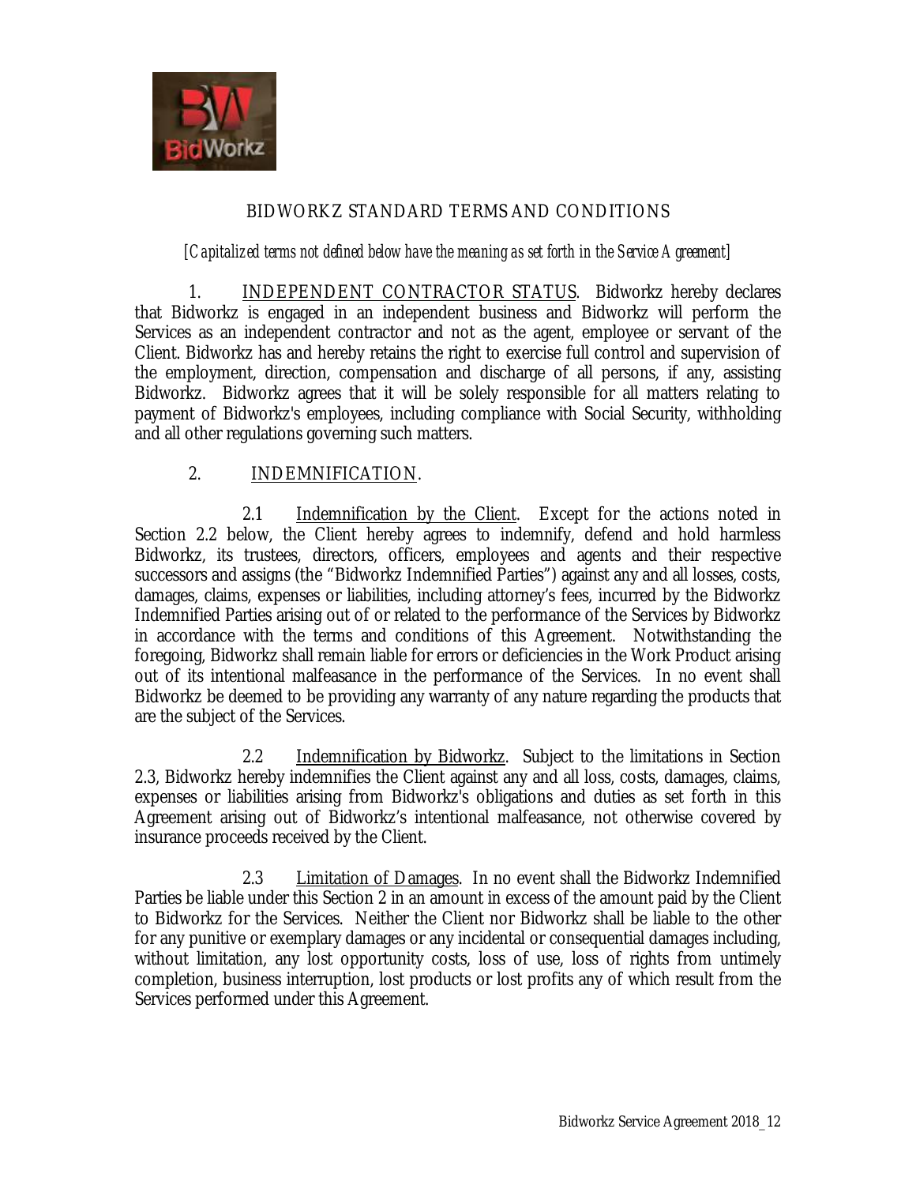# BIDWORKZ STANDARD TERMS AND CONDITIONS

*[Capitalized terms not defined below have the meaning as set forth in the Service Agreement]*

1. INDEPENDENT CONTRACTOR STATUS. Bidworkz hereby declares that Bidworkz is engaged in an independent business and Bidworkz will perform the Services as an independent contractor and not as the agent, employee or servant of the Client. Bidworkz has and hereby retains the right to exercise full control and supervision of the employment, direction, compensation and discharge of all persons, if any, assisting Bidworkz. Bidworkz agrees that it will be solely responsible for all matters relating to payment of Bidworkz's employees, including compliance with Social Security, withholding and all other regulations governing such matters.

2. INDEMNIFICATION.

2.1 Indemnification by the Client. Except for the actions noted in Section 2.2 below, the Client hereby agrees to indemnify, defend and hold harmless Bidworkz, its trustees, directors, officers, employees and agents and their respective successors and assigns (the "Bidworkz Indemnified Parties") against any and all losses, costs, damages, claims, expenses or liabilities, including attorney's fees, incurred by the Bidworkz Indemnified Parties arising out of or related to the performance of the Services by Bidworkz in accordance with the terms and conditions of this Agreement. Notwithstanding the foregoing, Bidworkz shall remain liable for errors or deficiencies in the Work Product arising out of its intentional malfeasance in the performance of the Services. In no event shall Bidworkz be deemed to be providing any warranty of any nature regarding the products that are the subject of the Services.

2.2 Indemnification by Bidworkz. Subject to the limitations in Section 2.3, Bidworkz hereby indemnifies the Client against any and all loss, costs, damages, claims, expenses or liabilities arising from Bidworkz's obligations and duties as set forth in this Agreement arising out of Bidworkz's intentional malfeasance, not otherwise covered by insurance proceeds received by the Client.

2.3 Limitation of Damages. In no event shall the Bidworkz Indemnified Parties be liable under this Section 2 in an amount in excess of the amount paid by the Client to Bidworkz for the Services. Neither the Client nor Bidworkz shall be liable to the other for any punitive or exemplary damages or any incidental or consequential damages including, without limitation, any lost opportunity costs, loss of use, loss of rights from untimely completion, business interruption, lost products or lost profits any of which result from the Services performed under this Agreement.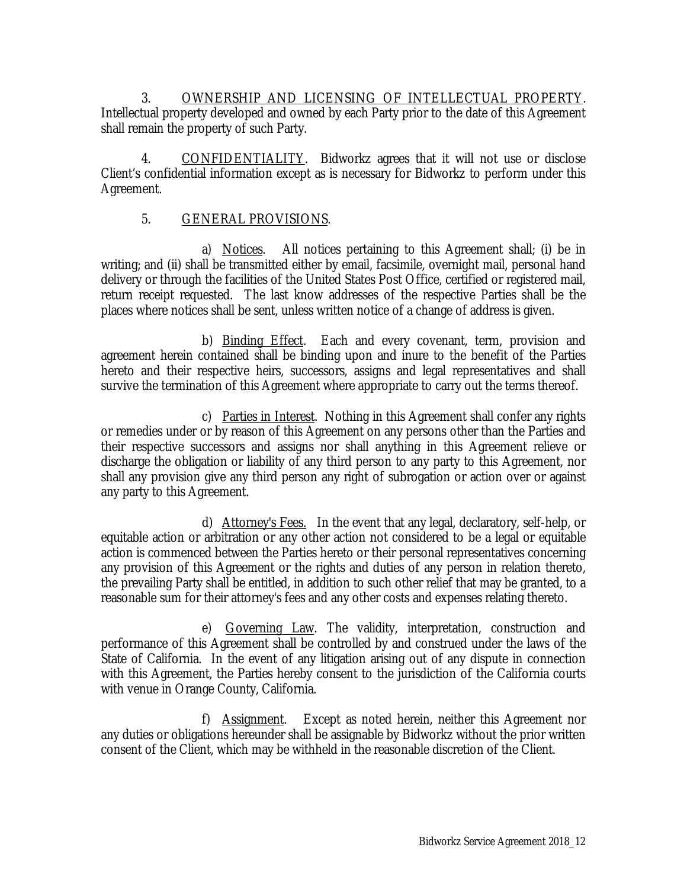3. OWNERSHIP AND LICENSING OF INTELLECTUAL PROPERTY. Intellectual property developed and owned by each Party prior to the date of this Agreement shall remain the property of such Party.

4. CONFIDENTIALITY. Bidworkz agrees that it will not use or disclose Client's confidential information except as is necessary for Bidworkz to perform under this Agreement.

5. GENERAL PROVISIONS.

a) Notices. All notices pertaining to this Agreement shall; (i) be in writing; and (ii) shall be transmitted either by email, facsimile, overnight mail, personal hand delivery or through the facilities of the United States Post Office, certified or registered mail, return receipt requested. The last know addresses of the respective Parties shall be the places where notices shall be sent, unless written notice of a change of address is given.

b) Binding Effect. Each and every covenant, term, provision and agreement herein contained shall be binding upon and inure to the benefit of the Parties hereto and their respective heirs, successors, assigns and legal representatives and shall survive the termination of this Agreement where appropriate to carry out the terms thereof.

c) Parties in Interest. Nothing in this Agreement shall confer any rights or remedies under or by reason of this Agreement on any persons other than the Parties and their respective successors and assigns nor shall anything in this Agreement relieve or discharge the obligation or liability of any third person to any party to this Agreement, nor shall any provision give any third person any right of subrogation or action over or against any party to this Agreement.

d) Attorney's Fees. In the event that any legal, declaratory, self-help, or equitable action or arbitration or any other action not considered to be a legal or equitable action is commenced between the Parties hereto or their personal representatives concerning any provision of this Agreement or the rights and duties of any person in relation thereto, the prevailing Party shall be entitled, in addition to such other relief that may be granted, to a reasonable sum for their attorney's fees and any other costs and expenses relating thereto.

e) Governing Law. The validity, interpretation, construction and performance of this Agreement shall be controlled by and construed under the laws of the State of California. In the event of any litigation arising out of any dispute in connection with this Agreement, the Parties hereby consent to the jurisdiction of the California courts with venue in Orange County, California.

f) Assignment. Except as noted herein, neither this Agreement nor any duties or obligations hereunder shall be assignable by Bidworkz without the prior written consent of the Client, which may be withheld in the reasonable discretion of the Client.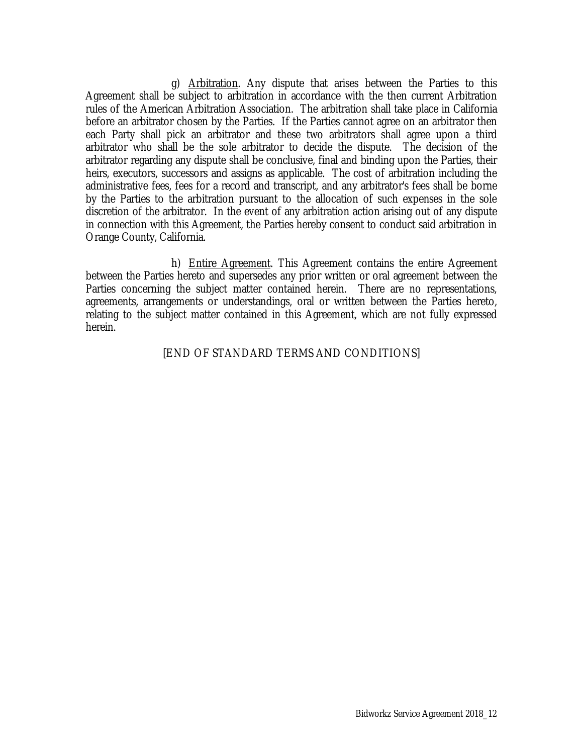g) Arbitration. Any dispute that arises between the Parties to this Agreement shall be subject to arbitration in accordance with the then current Arbitration rules of the American Arbitration Association. The arbitration shall take place in California before an arbitrator chosen by the Parties. If the Parties cannot agree on an arbitrator then each Party shall pick an arbitrator and these two arbitrators shall agree upon a third arbitrator who shall be the sole arbitrator to decide the dispute. The decision of the arbitrator regarding any dispute shall be conclusive, final and binding upon the Parties, their heirs, executors, successors and assigns as applicable. The cost of arbitration including the administrative fees, fees for a record and transcript, and any arbitrator's fees shall be borne by the Parties to the arbitration pursuant to the allocation of such expenses in the sole discretion of the arbitrator. In the event of any arbitration action arising out of any dispute in connection with this Agreement, the Parties hereby consent to conduct said arbitration in Orange County, California.

h) Entire Agreement. This Agreement contains the entire Agreement between the Parties hereto and supersedes any prior written or oral agreement between the Parties concerning the subject matter contained herein. There are no representations, agreements, arrangements or understandings, oral or written between the Parties hereto, relating to the subject matter contained in this Agreement, which are not fully expressed herein.

[END OF STANDARD TERMS AND CONDITIONS]